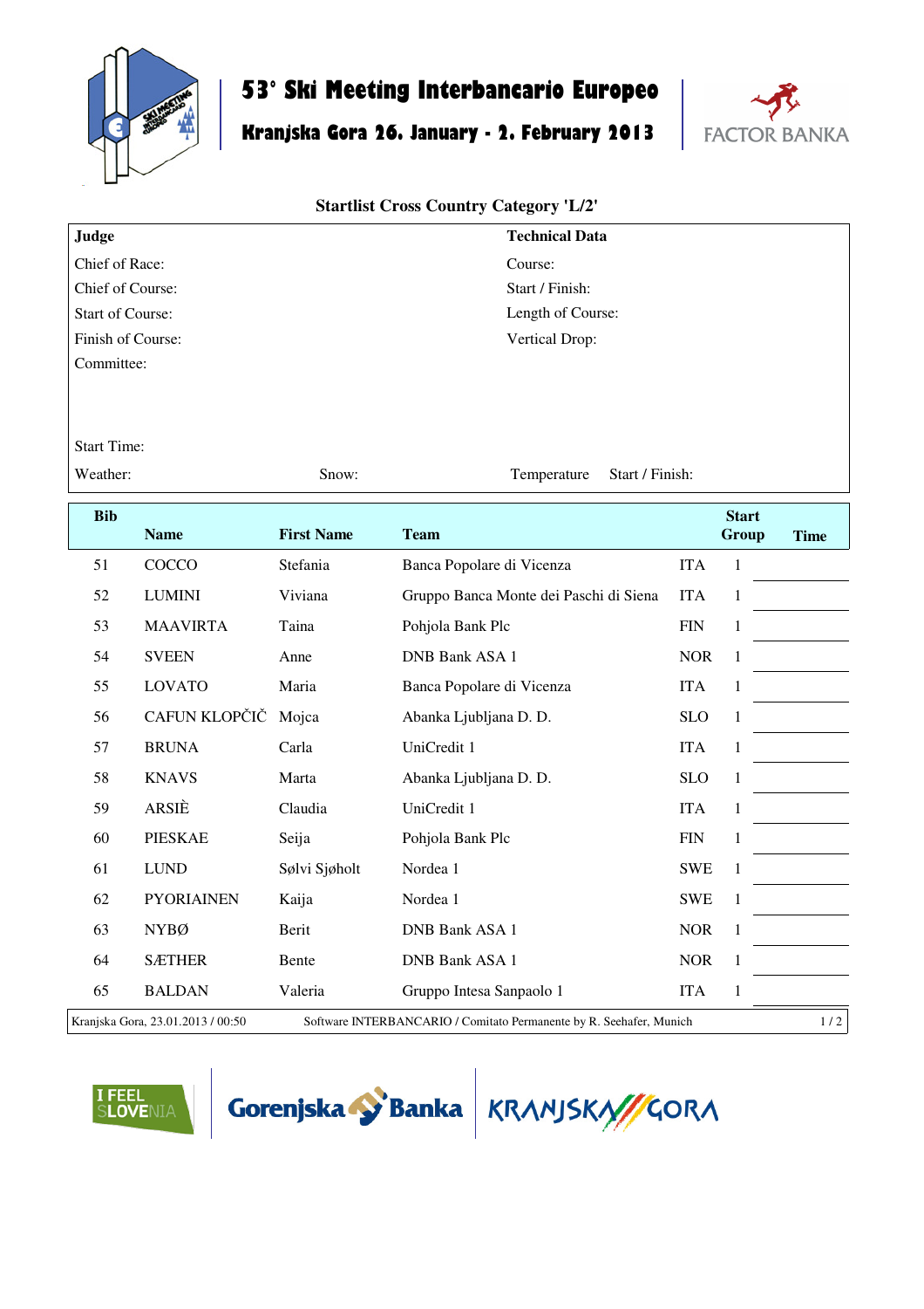# 53° Ski Meeting Interbancario Europeo

## Kranjska Gora 26. January - 2. February 2013

FACTOR BANKA

### Startlist Cross Country Category 'L/2'

| Judge | Technical Data |
|---|---|
| Chief of Race: | Course: |
| Chief of Course: | Start / Finish: |
| Start of Course: | Length of Course: |
| Finish of Course: | Vertical Drop: |
| Committee: | |
| Start Time: | |
| Weather: Snow: | Temperature Start / Finish: |

| Bib | Name | First Name | Team | | Start Group | Time |
|---|---|---|---|---|---|---|
| 51 | COCCO | Stefania | Banca Popolare di Vicenza | ITA | 1 | |
| 52 | LUMINI | Viviana | Gruppo Banca Monte dei Paschi di Siena | ITA | 1 | |
| 53 | MAAVIRTA | Taina | Pohjola Bank Plc | FIN | 1 | |
| 54 | SVEEN | Anne | DNB Bank ASA 1 | NOR | 1 | |
| 55 | LOVATO | Maria | Banca Popolare di Vicenza | ITA | 1 | |
| 56 | CAFUN KLOPČIČ | Mojca | Abanka Ljubljana D. D. | SLO | 1 | |
| 57 | BRUNA | Carla | UniCredit 1 | ITA | 1 | |
| 58 | KNAVS | Marta | Abanka Ljubljana D. D. | SLO | 1 | |
| 59 | ARSIÈ | Claudia | UniCredit 1 | ITA | 1 | |
| 60 | PIESKAE | Seija | Pohjola Bank Plc | FIN | 1 | |
| 61 | LUND | Sølvi Sjøholt | Nordea 1 | SWE | 1 | |
| 62 | PYORIAINEN | Kaija | Nordea 1 | SWE | 1 | |
| 63 | NYBØ | Berit | DNB Bank ASA 1 | NOR | 1 | |
| 64 | SÆTHER | Bente | DNB Bank ASA 1 | NOR | 1 | |
| 65 | BALDAN | Valeria | Gruppo Intesa Sanpaolo 1 | ITA | 1 | |

Kranjska Gora, 23.01.2013 / 00:50 Software INTERBANCARIO / Comitato Permanente by R. Seehafer, Munich

I FEEL SLOVENIA Gorenjska Banka KRANJSKA GORA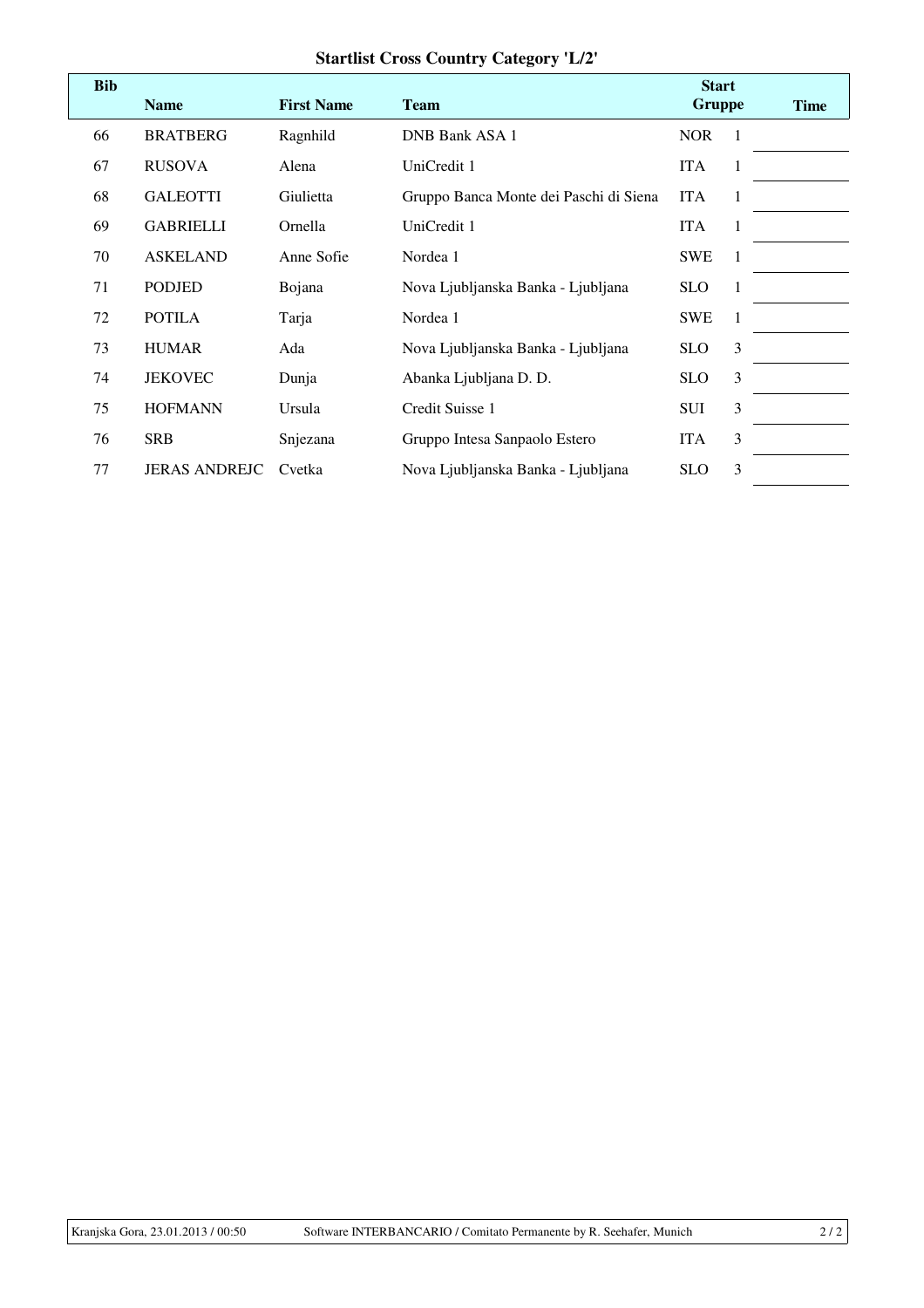**Startlist Cross Country Category 'L/2'**

| Bib | Name | First Name | Team | | Start Gruppe | Time |
|---|---|---|---|---|---|---|
| 66 | BRATBERG | Ragnhild | DNB Bank ASA 1 | NOR | 1 | |
| 67 | RUSOVA | Alena | UniCredit 1 | ITA | 1 | |
| 68 | GALEOTTI | Giulietta | Gruppo Banca Monte dei Paschi di Siena | ITA | 1 | |
| 69 | GABRIELLI | Ornella | UniCredit 1 | ITA | 1 | |
| 70 | ASKELAND | Anne Sofie | Nordea 1 | SWE | 1 | |
| 71 | PODJED | Bojana | Nova Ljubljanska Banka - Ljubljana | SLO | 1 | |
| 72 | POTILA | Tarja | Nordea 1 | SWE | 1 | |
| 73 | HUMAR | Ada | Nova Ljubljanska Banka - Ljubljana | SLO | 3 | |
| 74 | JEKOVEC | Dunja | Abanka Ljubljana D. D. | SLO | 3 | |
| 75 | HOFMANN | Ursula | Credit Suisse 1 | SUI | 3 | |
| 76 | SRB | Snjezana | Gruppo Intesa Sanpaolo Estero | ITA | 3 | |
| 77 | JERAS ANDREJC | Cvetka | Nova Ljubljanska Banka - Ljubljana | SLO | 3 | |

Kranjska Gora, 23.01.2013 / 00:50 Software INTERBANCARIO / Comitato Permanente by R. Seehafer, Munich